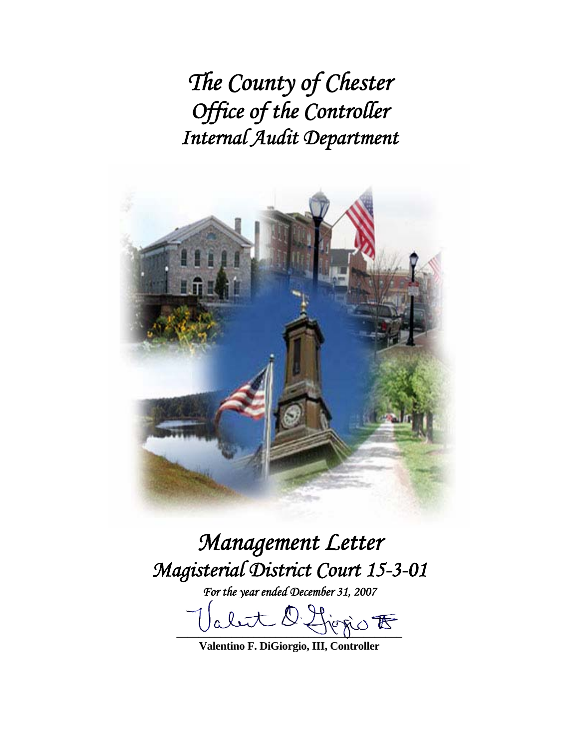# *The County of Chester*
# *Office of the Controller*
# *Internal Audit Department*

# *Management Letter*
# *Magisterial District Court 15-3-01*

*For the year ended December 31, 2007*

**Valentino F. DiGiorgio, III, Controller**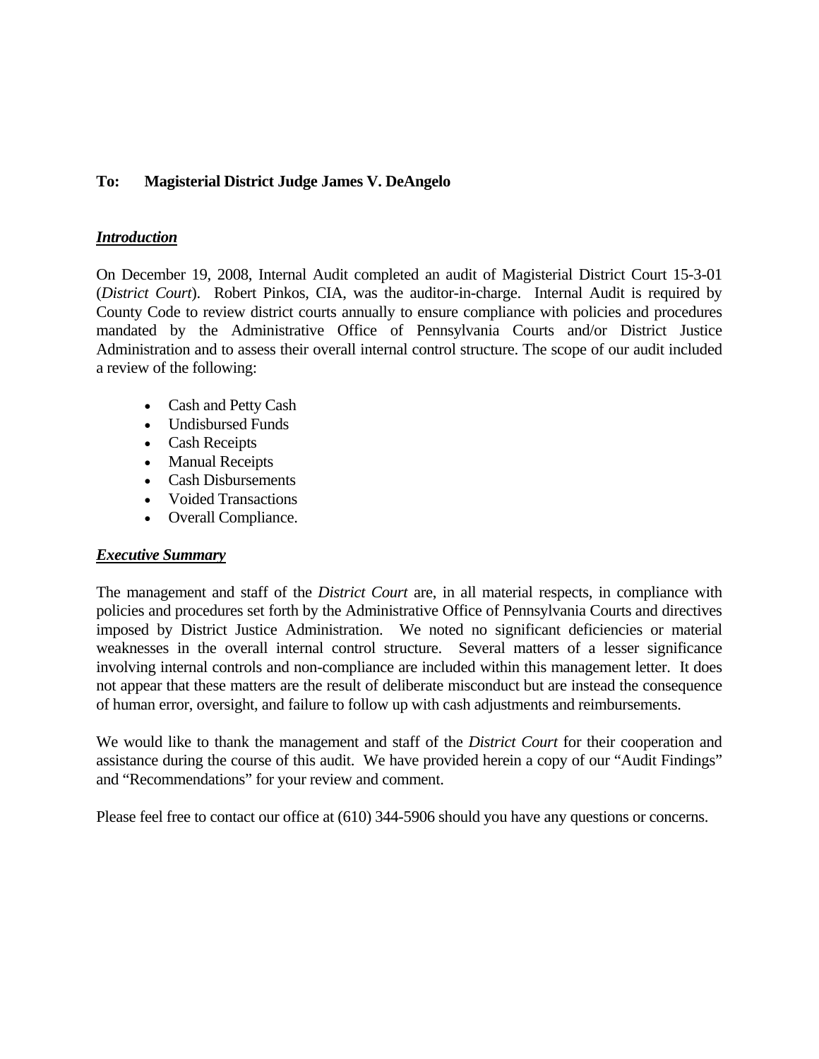**To: Magisterial District Judge James V. DeAngelo**

***Introduction***

On December 19, 2008, Internal Audit completed an audit of Magisterial District Court 15-3-01 (*District Court*). Robert Pinkos, CIA, was the auditor-in-charge. Internal Audit is required by County Code to review district courts annually to ensure compliance with policies and procedures mandated by the Administrative Office of Pennsylvania Courts and/or District Justice Administration and to assess their overall internal control structure. The scope of our audit included a review of the following:

- Cash and Petty Cash
- Undisbursed Funds
- Cash Receipts
- Manual Receipts
- Cash Disbursements
- Voided Transactions
- Overall Compliance.

***Executive Summary***

The management and staff of the *District Court* are, in all material respects, in compliance with policies and procedures set forth by the Administrative Office of Pennsylvania Courts and directives imposed by District Justice Administration. We noted no significant deficiencies or material weaknesses in the overall internal control structure. Several matters of a lesser significance involving internal controls and non-compliance are included within this management letter. It does not appear that these matters are the result of deliberate misconduct but are instead the consequence of human error, oversight, and failure to follow up with cash adjustments and reimbursements.

We would like to thank the management and staff of the *District Court* for their cooperation and assistance during the course of this audit. We have provided herein a copy of our "Audit Findings" and "Recommendations" for your review and comment.

Please feel free to contact our office at (610) 344-5906 should you have any questions or concerns.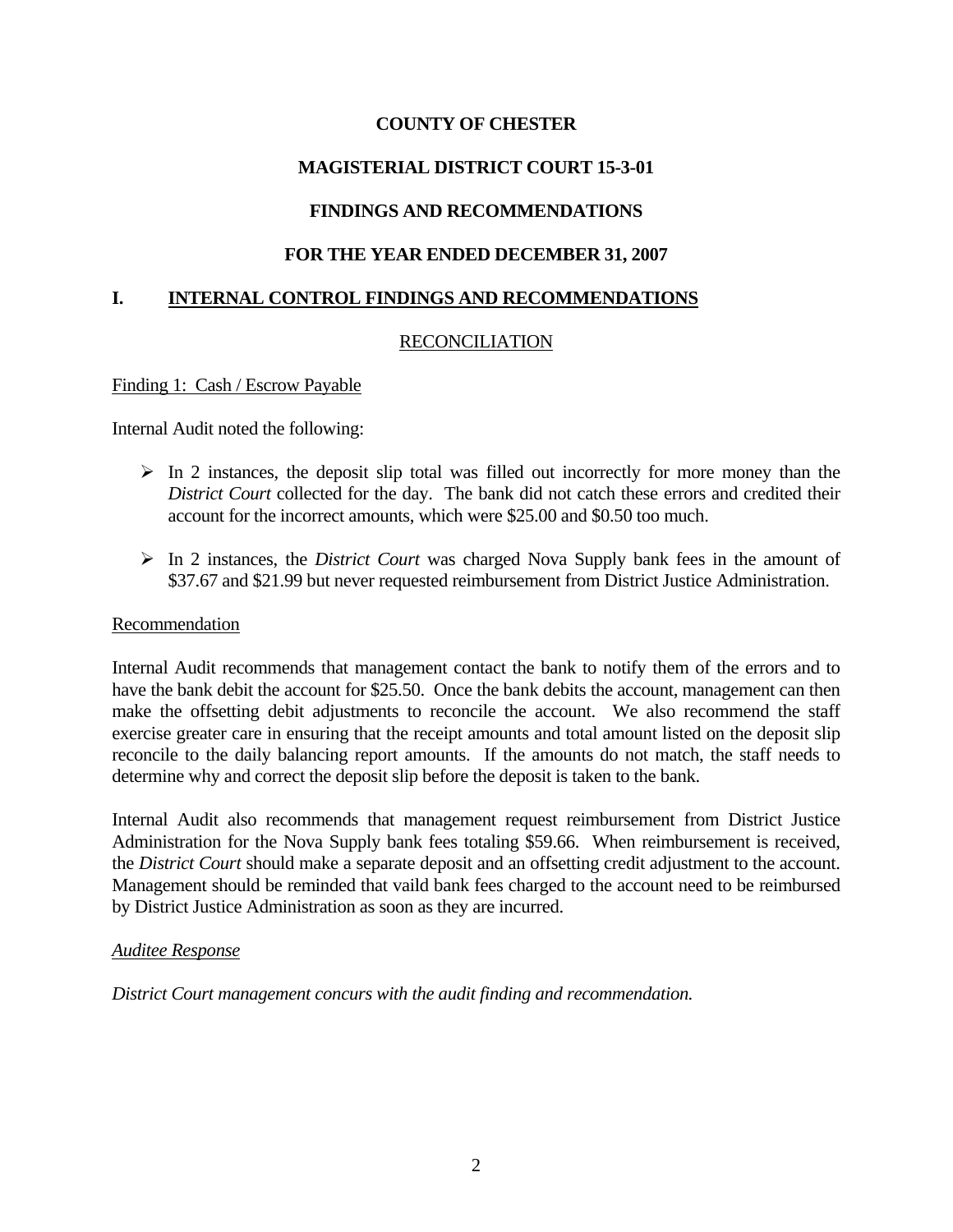**COUNTY OF CHESTER**

**MAGISTERIAL DISTRICT COURT 15-3-01**

**FINDINGS AND RECOMMENDATIONS**

**FOR THE YEAR ENDED DECEMBER 31, 2007**

## I. INTERNAL CONTROL FINDINGS AND RECOMMENDATIONS

### RECONCILIATION

Finding 1: Cash / Escrow Payable

Internal Audit noted the following:

- In 2 instances, the deposit slip total was filled out incorrectly for more money than the *District Court* collected for the day. The bank did not catch these errors and credited their account for the incorrect amounts, which were $25.00 and $0.50 too much.
- In 2 instances, the *District Court* was charged Nova Supply bank fees in the amount of $37.67 and $21.99 but never requested reimbursement from District Justice Administration.

Recommendation

Internal Audit recommends that management contact the bank to notify them of the errors and to have the bank debit the account for $25.50. Once the bank debits the account, management can then make the offsetting debit adjustments to reconcile the account. We also recommend the staff exercise greater care in ensuring that the receipt amounts and total amount listed on the deposit slip reconcile to the daily balancing report amounts. If the amounts do not match, the staff needs to determine why and correct the deposit slip before the deposit is taken to the bank.

Internal Audit also recommends that management request reimbursement from District Justice Administration for the Nova Supply bank fees totaling $59.66. When reimbursement is received, the *District Court* should make a separate deposit and an offsetting credit adjustment to the account. Management should be reminded that vaild bank fees charged to the account need to be reimbursed by District Justice Administration as soon as they are incurred.

*Auditee Response*

*District Court management concurs with the audit finding and recommendation.*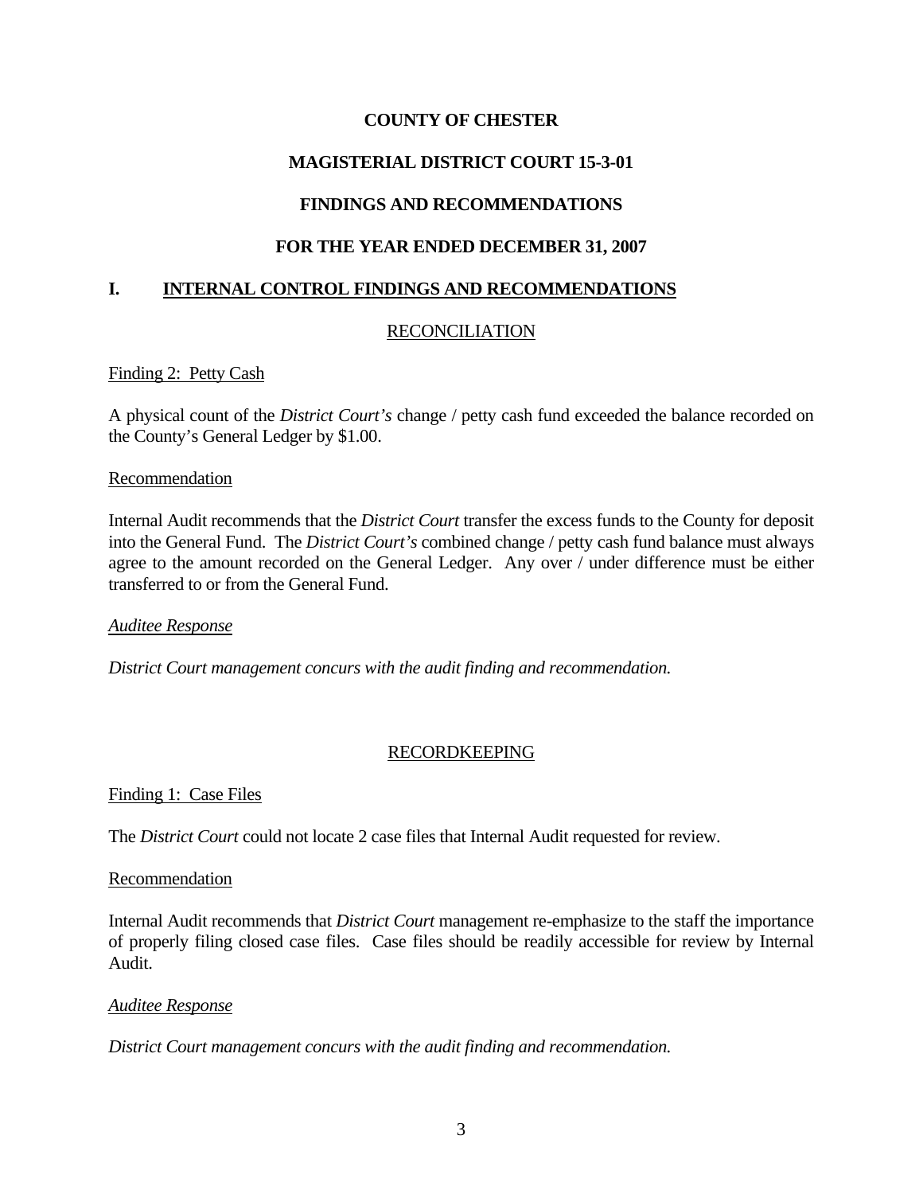**COUNTY OF CHESTER**

**MAGISTERIAL DISTRICT COURT 15-3-01**

**FINDINGS AND RECOMMENDATIONS**

**FOR THE YEAR ENDED DECEMBER 31, 2007**

## I. INTERNAL CONTROL FINDINGS AND RECOMMENDATIONS

### RECONCILIATION

Finding 2: Petty Cash

A physical count of the *District Court's* change / petty cash fund exceeded the balance recorded on the County's General Ledger by $1.00.

Recommendation

Internal Audit recommends that the *District Court* transfer the excess funds to the County for deposit into the General Fund. The *District Court's* combined change / petty cash fund balance must always agree to the amount recorded on the General Ledger. Any over / under difference must be either transferred to or from the General Fund.

*Auditee Response*

*District Court management concurs with the audit finding and recommendation.*

### RECORDKEEPING

Finding 1: Case Files

The *District Court* could not locate 2 case files that Internal Audit requested for review.

Recommendation

Internal Audit recommends that *District Court* management re-emphasize to the staff the importance of properly filing closed case files. Case files should be readily accessible for review by Internal Audit.

*Auditee Response*

*District Court management concurs with the audit finding and recommendation.*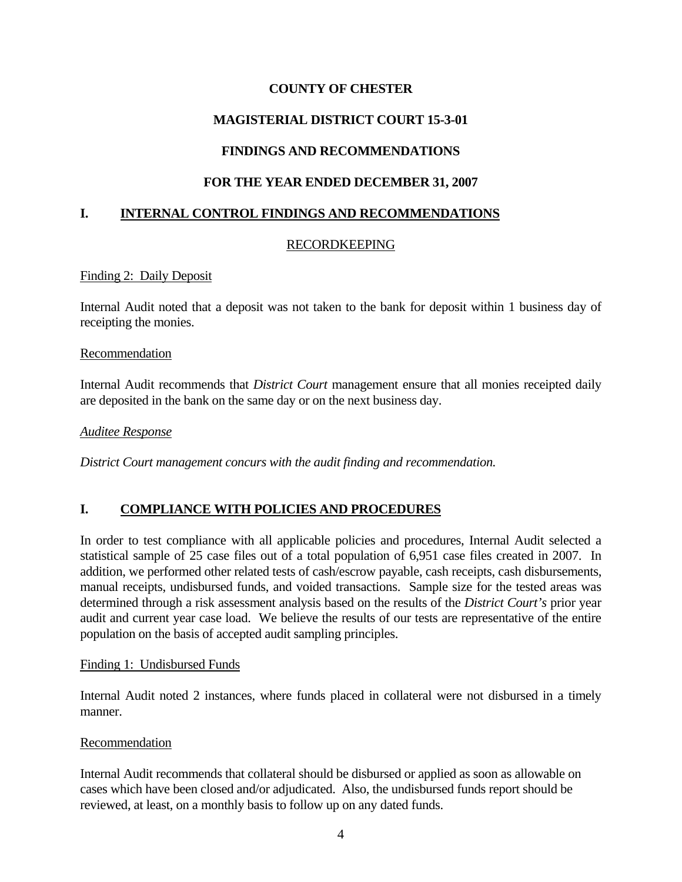**COUNTY OF CHESTER**

**MAGISTERIAL DISTRICT COURT 15-3-01**

**FINDINGS AND RECOMMENDATIONS**

**FOR THE YEAR ENDED DECEMBER 31, 2007**

## I. INTERNAL CONTROL FINDINGS AND RECOMMENDATIONS

### RECORDKEEPING

Finding 2: Daily Deposit

Internal Audit noted that a deposit was not taken to the bank for deposit within 1 business day of receipting the monies.

Recommendation

Internal Audit recommends that *District Court* management ensure that all monies receipted daily are deposited in the bank on the same day or on the next business day.

*Auditee Response*

*District Court management concurs with the audit finding and recommendation.*

## I. COMPLIANCE WITH POLICIES AND PROCEDURES

In order to test compliance with all applicable policies and procedures, Internal Audit selected a statistical sample of 25 case files out of a total population of 6,951 case files created in 2007. In addition, we performed other related tests of cash/escrow payable, cash receipts, cash disbursements, manual receipts, undisbursed funds, and voided transactions. Sample size for the tested areas was determined through a risk assessment analysis based on the results of the *District Court's* prior year audit and current year case load. We believe the results of our tests are representative of the entire population on the basis of accepted audit sampling principles.

Finding 1: Undisbursed Funds

Internal Audit noted 2 instances, where funds placed in collateral were not disbursed in a timely manner.

Recommendation

Internal Audit recommends that collateral should be disbursed or applied as soon as allowable on cases which have been closed and/or adjudicated. Also, the undisbursed funds report should be reviewed, at least, on a monthly basis to follow up on any dated funds.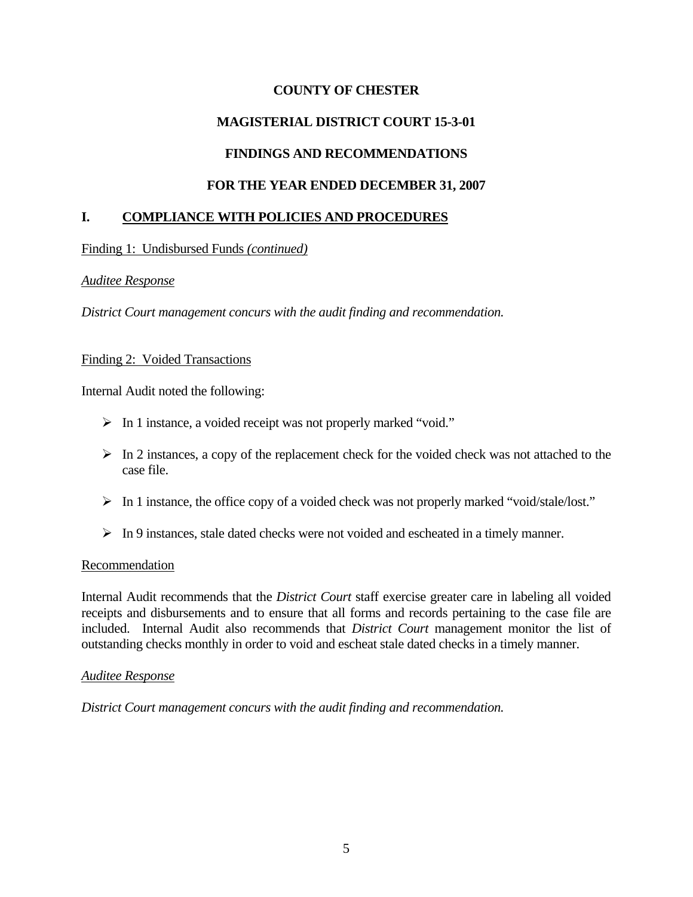**COUNTY OF CHESTER**

**MAGISTERIAL DISTRICT COURT 15-3-01**

**FINDINGS AND RECOMMENDATIONS**

**FOR THE YEAR ENDED DECEMBER 31, 2007**

## I. COMPLIANCE WITH POLICIES AND PROCEDURES

Finding 1: Undisbursed Funds *(continued)*

*Auditee Response*

*District Court management concurs with the audit finding and recommendation.*

Finding 2: Voided Transactions

Internal Audit noted the following:

- In 1 instance, a voided receipt was not properly marked "void."
- In 2 instances, a copy of the replacement check for the voided check was not attached to the case file.
- In 1 instance, the office copy of a voided check was not properly marked "void/stale/lost."
- In 9 instances, stale dated checks were not voided and escheated in a timely manner.

Recommendation

Internal Audit recommends that the *District Court* staff exercise greater care in labeling all voided receipts and disbursements and to ensure that all forms and records pertaining to the case file are included. Internal Audit also recommends that *District Court* management monitor the list of outstanding checks monthly in order to void and escheat stale dated checks in a timely manner.

*Auditee Response*

*District Court management concurs with the audit finding and recommendation.*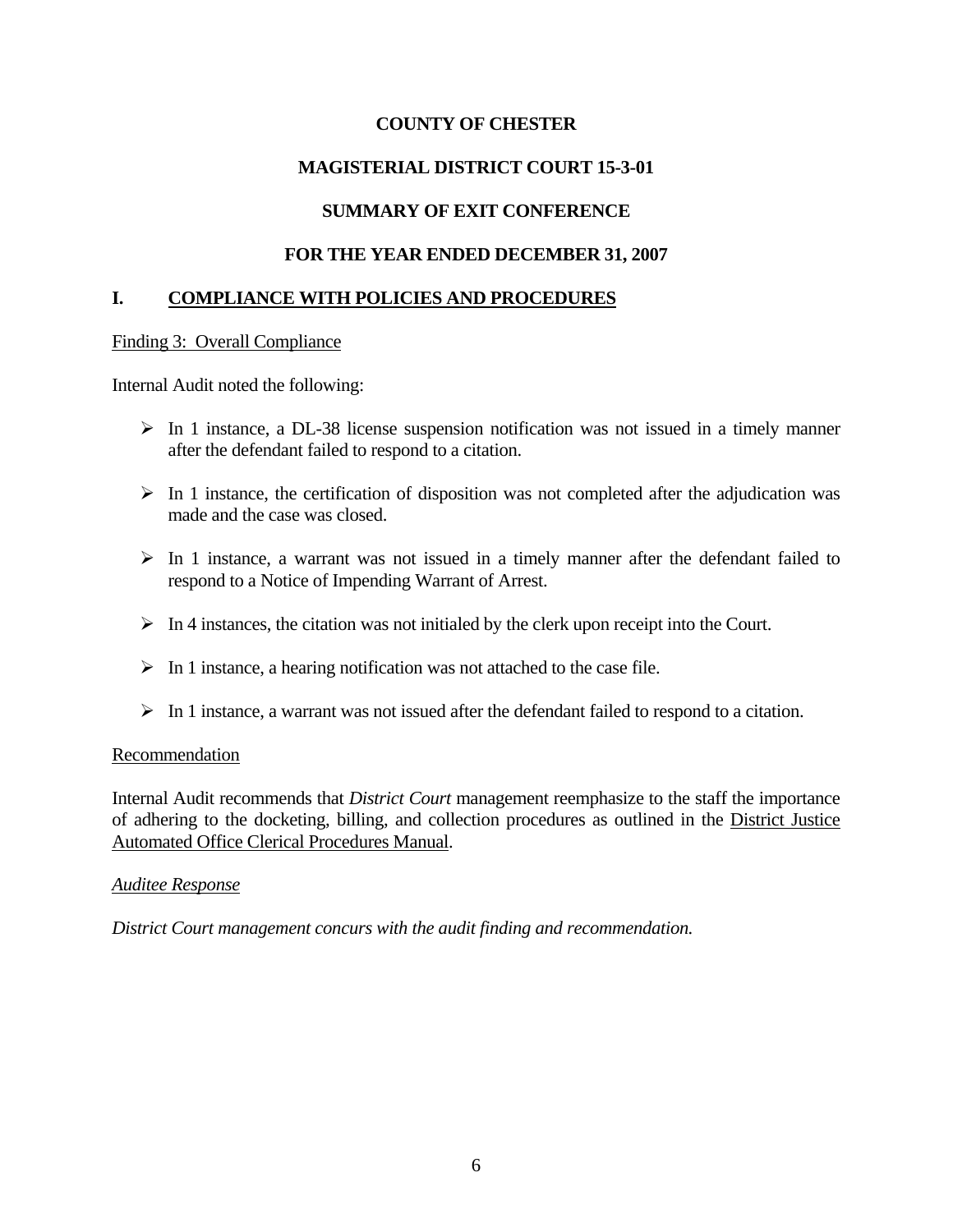**COUNTY OF CHESTER**

**MAGISTERIAL DISTRICT COURT 15-3-01**

**SUMMARY OF EXIT CONFERENCE**

**FOR THE YEAR ENDED DECEMBER 31, 2007**

## I. COMPLIANCE WITH POLICIES AND PROCEDURES

Finding 3: Overall Compliance

Internal Audit noted the following:

- In 1 instance, a DL-38 license suspension notification was not issued in a timely manner after the defendant failed to respond to a citation.
- In 1 instance, the certification of disposition was not completed after the adjudication was made and the case was closed.
- In 1 instance, a warrant was not issued in a timely manner after the defendant failed to respond to a Notice of Impending Warrant of Arrest.
- In 4 instances, the citation was not initialed by the clerk upon receipt into the Court.
- In 1 instance, a hearing notification was not attached to the case file.
- In 1 instance, a warrant was not issued after the defendant failed to respond to a citation.

Recommendation

Internal Audit recommends that *District Court* management reemphasize to the staff the importance of adhering to the docketing, billing, and collection procedures as outlined in the District Justice Automated Office Clerical Procedures Manual.

*Auditee Response*

*District Court management concurs with the audit finding and recommendation.*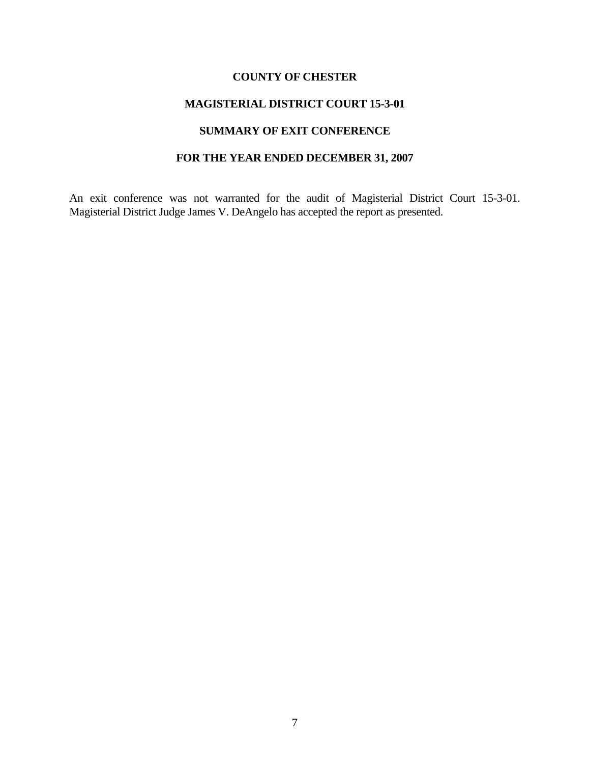**COUNTY OF CHESTER**

**MAGISTERIAL DISTRICT COURT 15-3-01**

**SUMMARY OF EXIT CONFERENCE**

**FOR THE YEAR ENDED DECEMBER 31, 2007**

An exit conference was not warranted for the audit of Magisterial District Court 15-3-01. Magisterial District Judge James V. DeAngelo has accepted the report as presented.